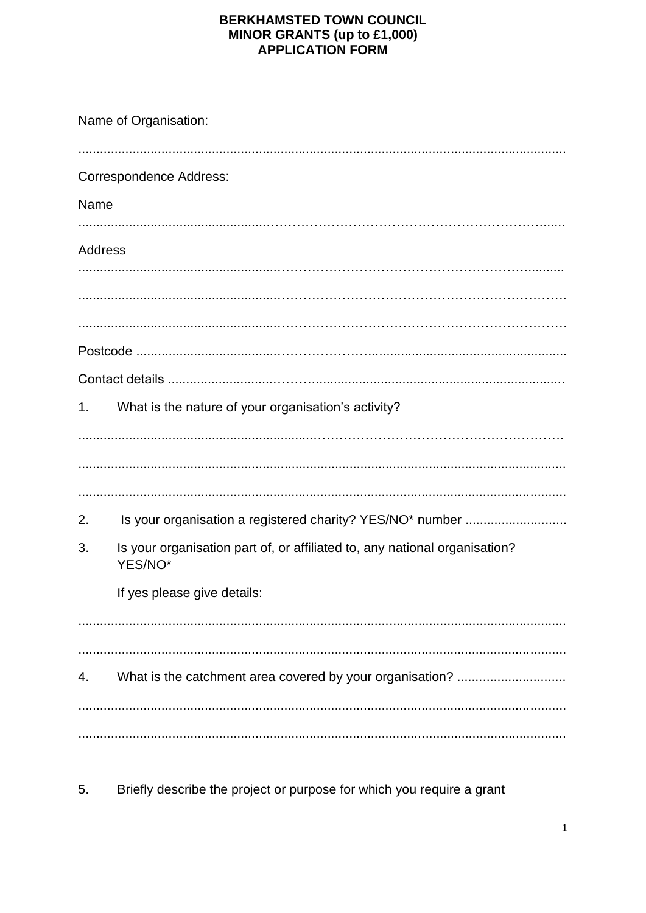# BERKHAMSTED TOWN COUNCIL
## MINOR GRANTS (up to £1,000)
## APPLICATION FORM

Name of Organisation:

.......................................................................................................................................

Correspondence Address:

Name

.......................................................................................................................................

Address

.......................................................................................................................................

.......................................................................................................................................

.......................................................................................................................................

Postcode ..............................................................................................................................

Contact details .....................................................................................................................

1. What is the nature of your organisation's activity?

.......................................................................................................................................

.......................................................................................................................................

.......................................................................................................................................

2. Is your organisation a registered charity? YES/NO* number ............................

3. Is your organisation part of, or affiliated to, any national organisation? YES/NO*

   If yes please give details:

.......................................................................................................................................

.......................................................................................................................................

4. What is the catchment area covered by your organisation? ..............................

.......................................................................................................................................

.......................................................................................................................................

5. Briefly describe the project or purpose for which you require a grant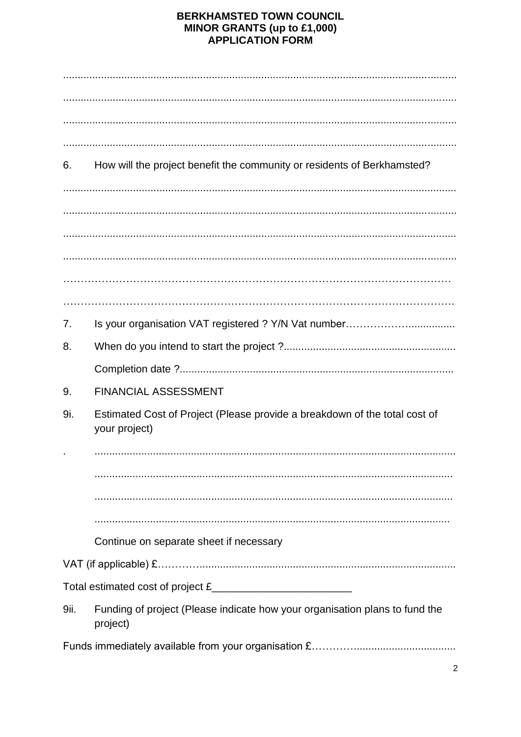# BERKHAMSTED TOWN COUNCIL
## MINOR GRANTS (up to £1,000)
## APPLICATION FORM

......................................................................................................................................

......................................................................................................................................

......................................................................................................................................

......................................................................................................................................

6. How will the project benefit the community or residents of Berkhamsted?

......................................................................................................................................

......................................................................................................................................

......................................................................................................................................

......................................................................................................................................

………………………………………………………………………………………………

………………………………………………………………………………………………

7. Is your organisation VAT registered ? Y/N Vat number……………….................

8. When do you intend to start the project ?..........................................................

   Completion date ?.............................................................................................

9. FINANCIAL ASSESSMENT

9i. Estimated Cost of Project (Please provide a breakdown of the total cost of your project)

. ..........................................................................................................................

   ..........................................................................................................................

   ..........................................................................................................................

   ..........................................................................................................................

   Continue on separate sheet if necessary

VAT (if applicable) £……….....................................................................................

Total estimated cost of project £_______________________

9ii. Funding of project (Please indicate how your organisation plans to fund the project)

Funds immediately available from your organisation £…………..................................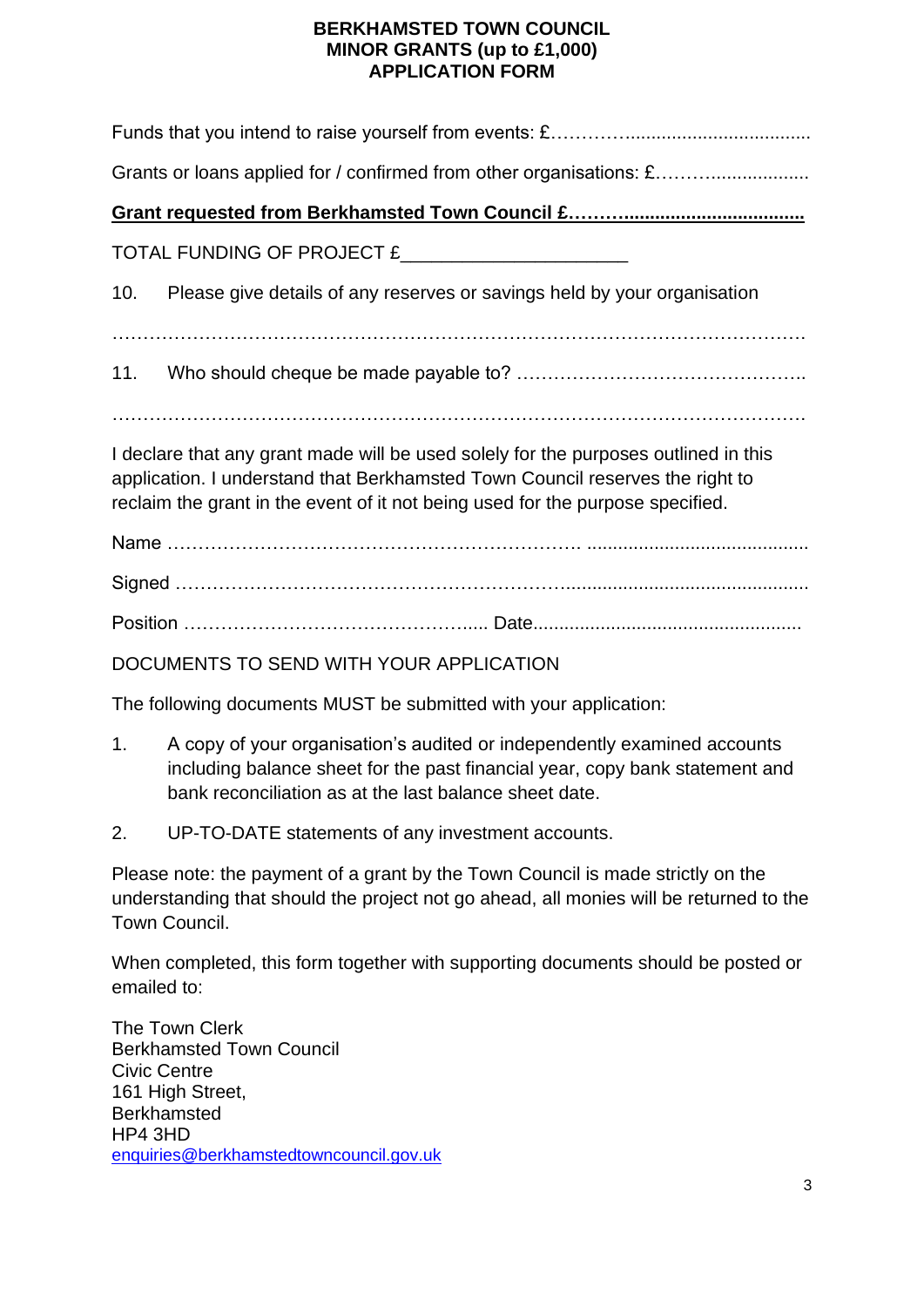# BERKHAMSTED TOWN COUNCIL
## MINOR GRANTS (up to £1,000)
## APPLICATION FORM

Funds that you intend to raise yourself from events: £…………..................................

Grants or loans applied for / confirmed from other organisations: £………..................

**Grant requested from Berkhamsted Town Council £………..................................**

TOTAL FUNDING OF PROJECT £____________________

10. Please give details of any reserves or savings held by your organisation

……………………………………………………………………………………………

11. Who should cheque be made payable to? ……………………………………….

……………………………………………………………………………………………

I declare that any grant made will be used solely for the purposes outlined in this application. I understand that Berkhamsted Town Council reserves the right to reclaim the grant in the event of it not being used for the purpose specified.

Name ………………………………………………………. ..........................................

Signed …………………………………………………….............................................

Position ……………………………………….... Date...................................................

DOCUMENTS TO SEND WITH YOUR APPLICATION

The following documents MUST be submitted with your application:

1. A copy of your organisation's audited or independently examined accounts including balance sheet for the past financial year, copy bank statement and bank reconciliation as at the last balance sheet date.
2. UP-TO-DATE statements of any investment accounts.

Please note: the payment of a grant by the Town Council is made strictly on the understanding that should the project not go ahead, all monies will be returned to the Town Council.

When completed, this form together with supporting documents should be posted or emailed to:

The Town Clerk
Berkhamsted Town Council
Civic Centre
161 High Street,
Berkhamsted
HP4 3HD
enquiries@berkhamstedtowncouncil.gov.uk